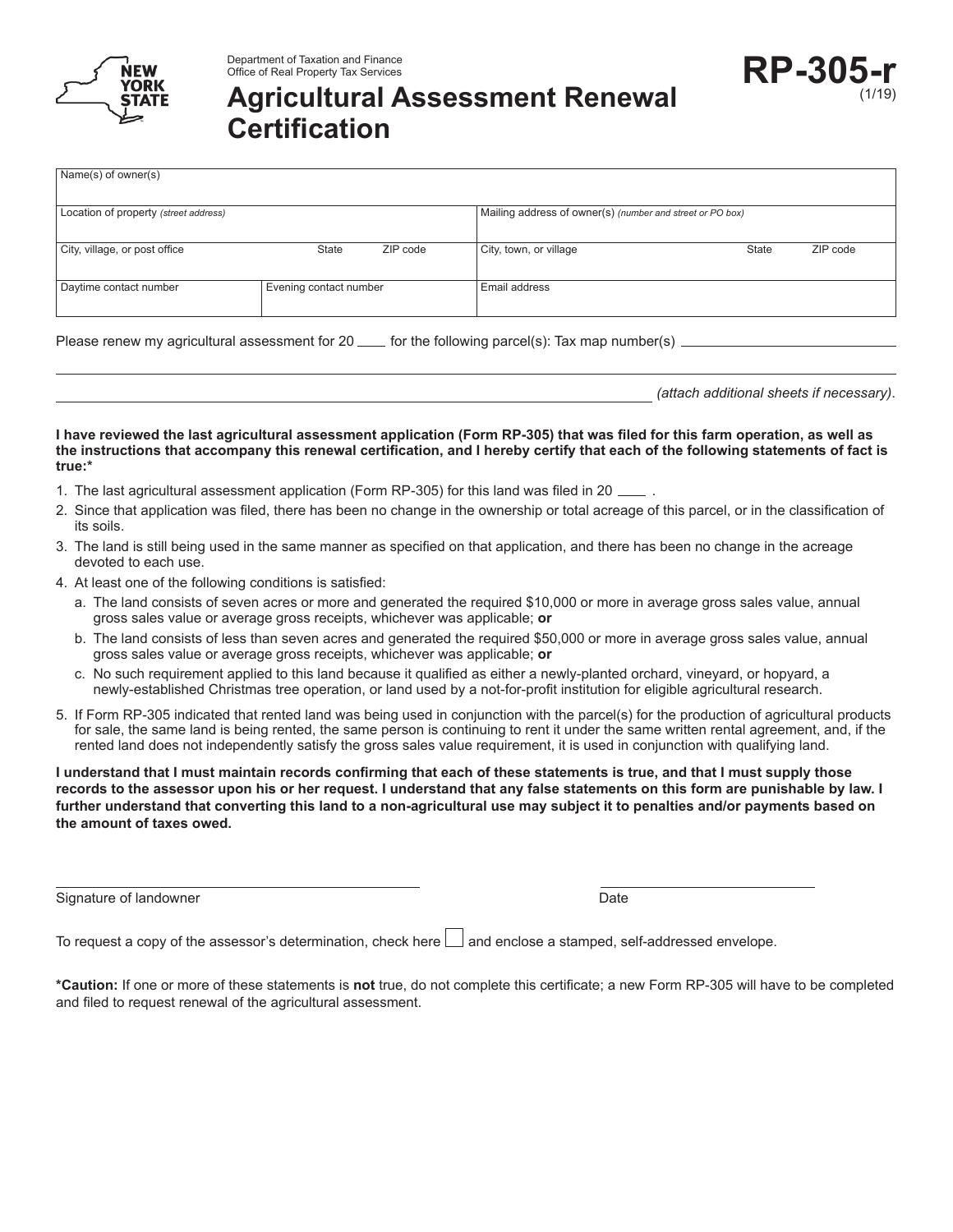Department of Taxation and Finance
Office of Real Property Tax Services

# Agricultural Assessment Renewal Certification

**RP-305-r** (1/19)

| Name(s) of owner(s) | | | |
|---|---|---|---|
| Location of property *(street address)* | | Mailing address of owner(s) *(number and street or PO box)* | |
| City, village, or post office / State / ZIP code | | City, town, or village / State / ZIP code | |
| Daytime contact number | Evening contact number | Email address | |

Please renew my agricultural assessment for 20 ____ for the following parcel(s): Tax map number(s) ____________________

____________________ *(attach additional sheets if necessary)*.

**I have reviewed the last agricultural assessment application (Form RP-305) that was filed for this farm operation, as well as the instructions that accompany this renewal certification, and I hereby certify that each of the following statements of fact is true:***

1. The last agricultural assessment application (Form RP-305) for this land was filed in 20 ____ .
2. Since that application was filed, there has been no change in the ownership or total acreage of this parcel, or in the classification of its soils.
3. The land is still being used in the same manner as specified on that application, and there has been no change in the acreage devoted to each use.
4. At least one of the following conditions is satisfied:
   a. The land consists of seven acres or more and generated the required $10,000 or more in average gross sales value, annual gross sales value or average gross receipts, whichever was applicable; **or**
   b. The land consists of less than seven acres and generated the required $50,000 or more in average gross sales value, annual gross sales value or average gross receipts, whichever was applicable; **or**
   c. No such requirement applied to this land because it qualified as either a newly-planted orchard, vineyard, or hopyard, a newly-established Christmas tree operation, or land used by a not-for-profit institution for eligible agricultural research.
5. If Form RP-305 indicated that rented land was being used in conjunction with the parcel(s) for the production of agricultural products for sale, the same land is being rented, the same person is continuing to rent it under the same written rental agreement, and, if the rented land does not independently satisfy the gross sales value requirement, it is used in conjunction with qualifying land.

**I understand that I must maintain records confirming that each of these statements is true, and that I must supply those records to the assessor upon his or her request. I understand that any false statements on this form are punishable by law. I further understand that converting this land to a non-agricultural use may subject it to penalties and/or payments based on the amount of taxes owed.**

____________________ Signature of landowner ____________________ Date

To request a copy of the assessor's determination, check here ☐ and enclose a stamped, self-addressed envelope.

***Caution:** If one or more of these statements is **not** true, do not complete this certificate; a new Form RP-305 will have to be completed and filed to request renewal of the agricultural assessment.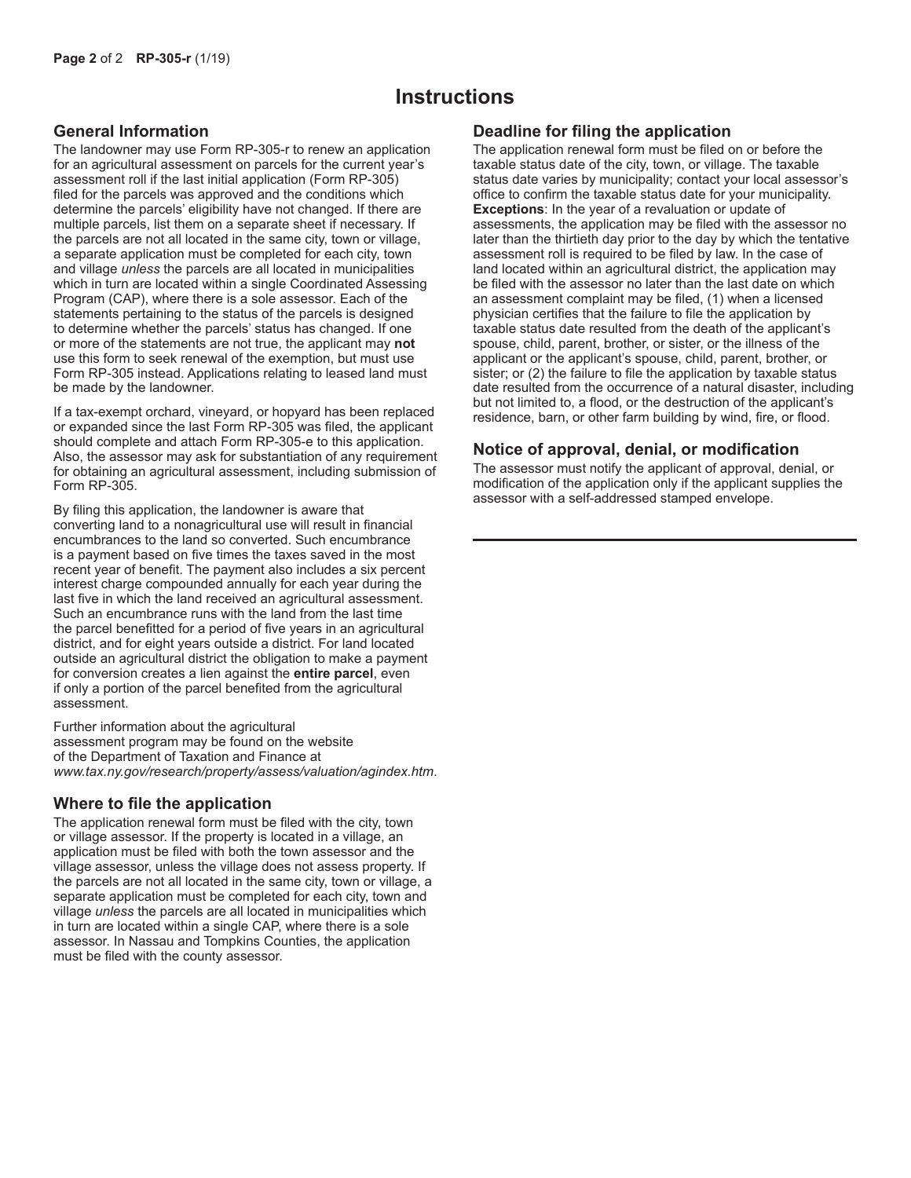# Instructions

## General Information

The landowner may use Form RP-305-r to renew an application for an agricultural assessment on parcels for the current year's assessment roll if the last initial application (Form RP-305) filed for the parcels was approved and the conditions which determine the parcels' eligibility have not changed. If there are multiple parcels, list them on a separate sheet if necessary. If the parcels are not all located in the same city, town or village, a separate application must be completed for each city, town and village *unless* the parcels are all located in municipalities which in turn are located within a single Coordinated Assessing Program (CAP), where there is a sole assessor. Each of the statements pertaining to the status of the parcels is designed to determine whether the parcels' status has changed. If one or more of the statements are not true, the applicant may **not** use this form to seek renewal of the exemption, but must use Form RP-305 instead. Applications relating to leased land must be made by the landowner.

If a tax-exempt orchard, vineyard, or hopyard has been replaced or expanded since the last Form RP-305 was filed, the applicant should complete and attach Form RP-305-e to this application. Also, the assessor may ask for substantiation of any requirement for obtaining an agricultural assessment, including submission of Form RP-305.

By filing this application, the landowner is aware that converting land to a nonagricultural use will result in financial encumbrances to the land so converted. Such encumbrance is a payment based on five times the taxes saved in the most recent year of benefit. The payment also includes a six percent interest charge compounded annually for each year during the last five in which the land received an agricultural assessment. Such an encumbrance runs with the land from the last time the parcel benefitted for a period of five years in an agricultural district, and for eight years outside a district. For land located outside an agricultural district the obligation to make a payment for conversion creates a lien against the **entire parcel**, even if only a portion of the parcel benefited from the agricultural assessment.

Further information about the agricultural assessment program may be found on the website of the Department of Taxation and Finance at *www.tax.ny.gov/research/property/assess/valuation/agindex.htm*.

## Where to file the application

The application renewal form must be filed with the city, town or village assessor. If the property is located in a village, an application must be filed with both the town assessor and the village assessor, unless the village does not assess property. If the parcels are not all located in the same city, town or village, a separate application must be completed for each city, town and village *unless* the parcels are all located in municipalities which in turn are located within a single CAP, where there is a sole assessor. In Nassau and Tompkins Counties, the application must be filed with the county assessor.

## Deadline for filing the application

The application renewal form must be filed on or before the taxable status date of the city, town, or village. The taxable status date varies by municipality; contact your local assessor's office to confirm the taxable status date for your municipality. **Exceptions**: In the year of a revaluation or update of assessments, the application may be filed with the assessor no later than the thirtieth day prior to the day by which the tentative assessment roll is required to be filed by law. In the case of land located within an agricultural district, the application may be filed with the assessor no later than the last date on which an assessment complaint may be filed, (1) when a licensed physician certifies that the failure to file the application by taxable status date resulted from the death of the applicant's spouse, child, parent, brother, or sister, or the illness of the applicant or the applicant's spouse, child, parent, brother, or sister; or (2) the failure to file the application by taxable status date resulted from the occurrence of a natural disaster, including but not limited to, a flood, or the destruction of the applicant's residence, barn, or other farm building by wind, fire, or flood.

## Notice of approval, denial, or modification

The assessor must notify the applicant of approval, denial, or modification of the application only if the applicant supplies the assessor with a self-addressed stamped envelope.